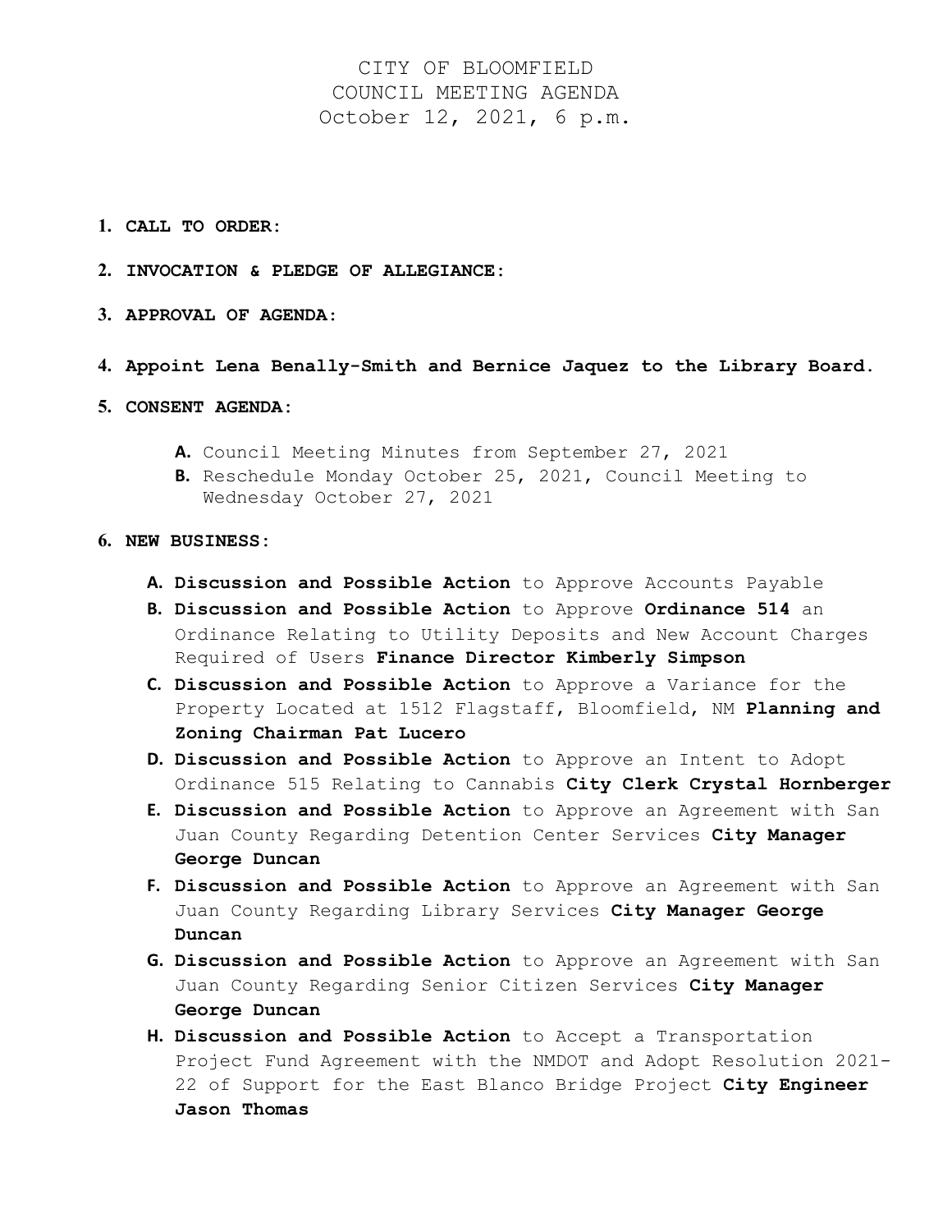# CITY OF BLOOMFIELD
# COUNCIL MEETING AGENDA
# October 12, 2021, 6 p.m.

1. **CALL TO ORDER:**

2. **INVOCATION & PLEDGE OF ALLEGIANCE:**

3. **APPROVAL OF AGENDA:**

4. **Appoint Lena Benally-Smith and Bernice Jaquez to the Library Board.**

5. **CONSENT AGENDA:**

   **A.** Council Meeting Minutes from September 27, 2021
   **B.** Reschedule Monday October 25, 2021, Council Meeting to Wednesday October 27, 2021

6. **NEW BUSINESS:**

   **A. Discussion and Possible Action** to Approve Accounts Payable
   **B. Discussion and Possible Action** to Approve **Ordinance 514** an Ordinance Relating to Utility Deposits and New Account Charges Required of Users **Finance Director Kimberly Simpson**
   **C. Discussion and Possible Action** to Approve a Variance for the Property Located at 1512 Flagstaff, Bloomfield, NM **Planning and Zoning Chairman Pat Lucero**
   **D. Discussion and Possible Action** to Approve an Intent to Adopt Ordinance 515 Relating to Cannabis **City Clerk Crystal Hornberger**
   **E. Discussion and Possible Action** to Approve an Agreement with San Juan County Regarding Detention Center Services **City Manager George Duncan**
   **F. Discussion and Possible Action** to Approve an Agreement with San Juan County Regarding Library Services **City Manager George Duncan**
   **G. Discussion and Possible Action** to Approve an Agreement with San Juan County Regarding Senior Citizen Services **City Manager George Duncan**
   **H. Discussion and Possible Action** to Accept a Transportation Project Fund Agreement with the NMDOT and Adopt Resolution 2021-22 of Support for the East Blanco Bridge Project **City Engineer Jason Thomas**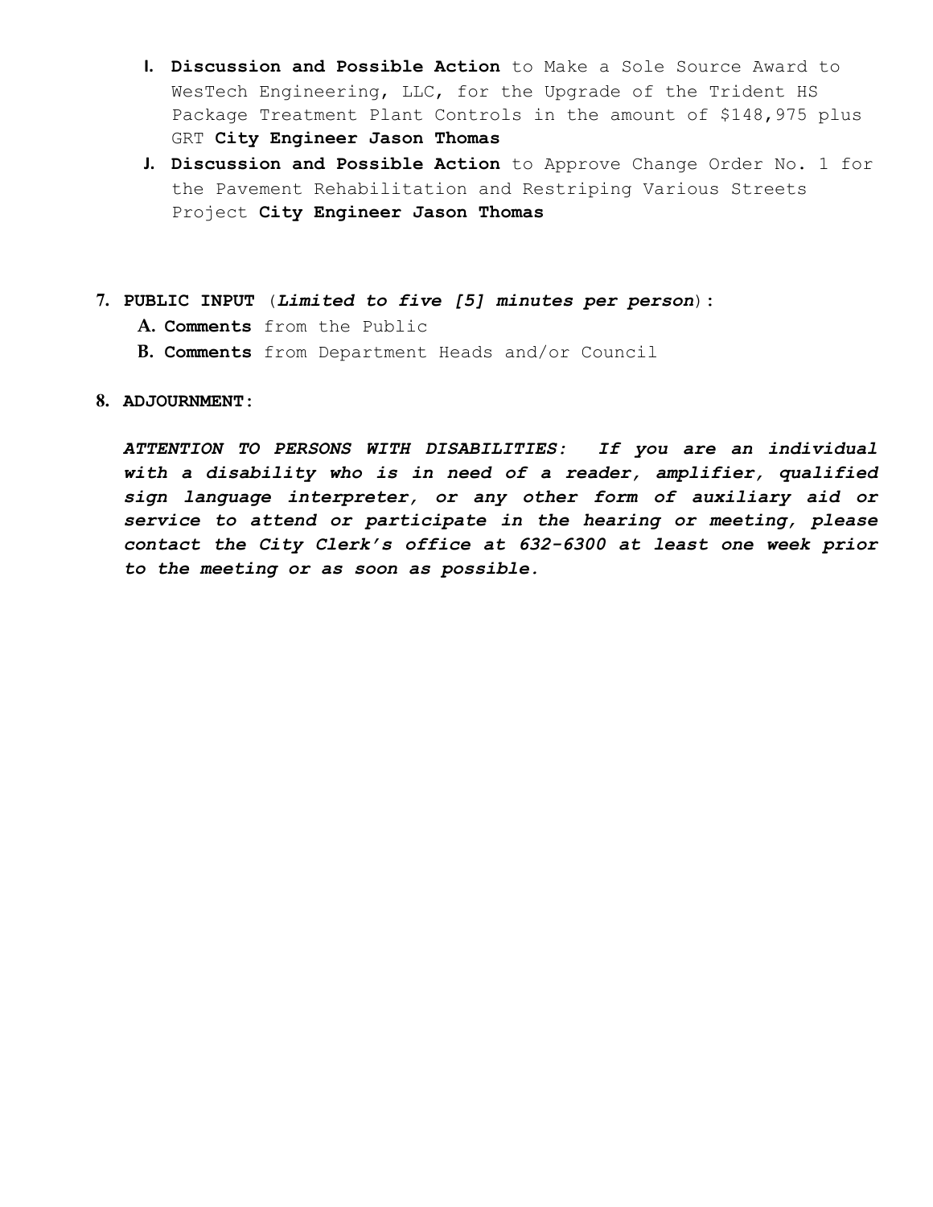I. **Discussion and Possible Action** to Make a Sole Source Award to WesTech Engineering, LLC, for the Upgrade of the Trident HS Package Treatment Plant Controls in the amount of $148,975 plus GRT **City Engineer Jason Thomas**

J. **Discussion and Possible Action** to Approve Change Order No. 1 for the Pavement Rehabilitation and Restriping Various Streets Project **City Engineer Jason Thomas**

7. **PUBLIC INPUT** (***Limited to five [5] minutes per person***):
   A. **Comments** from the Public
   B. **Comments** from Department Heads and/or Council

8. **ADJOURNMENT:**

***ATTENTION TO PERSONS WITH DISABILITIES: If you are an individual with a disability who is in need of a reader, amplifier, qualified sign language interpreter, or any other form of auxiliary aid or service to attend or participate in the hearing or meeting, please contact the City Clerk's office at 632-6300 at least one week prior to the meeting or as soon as possible.***